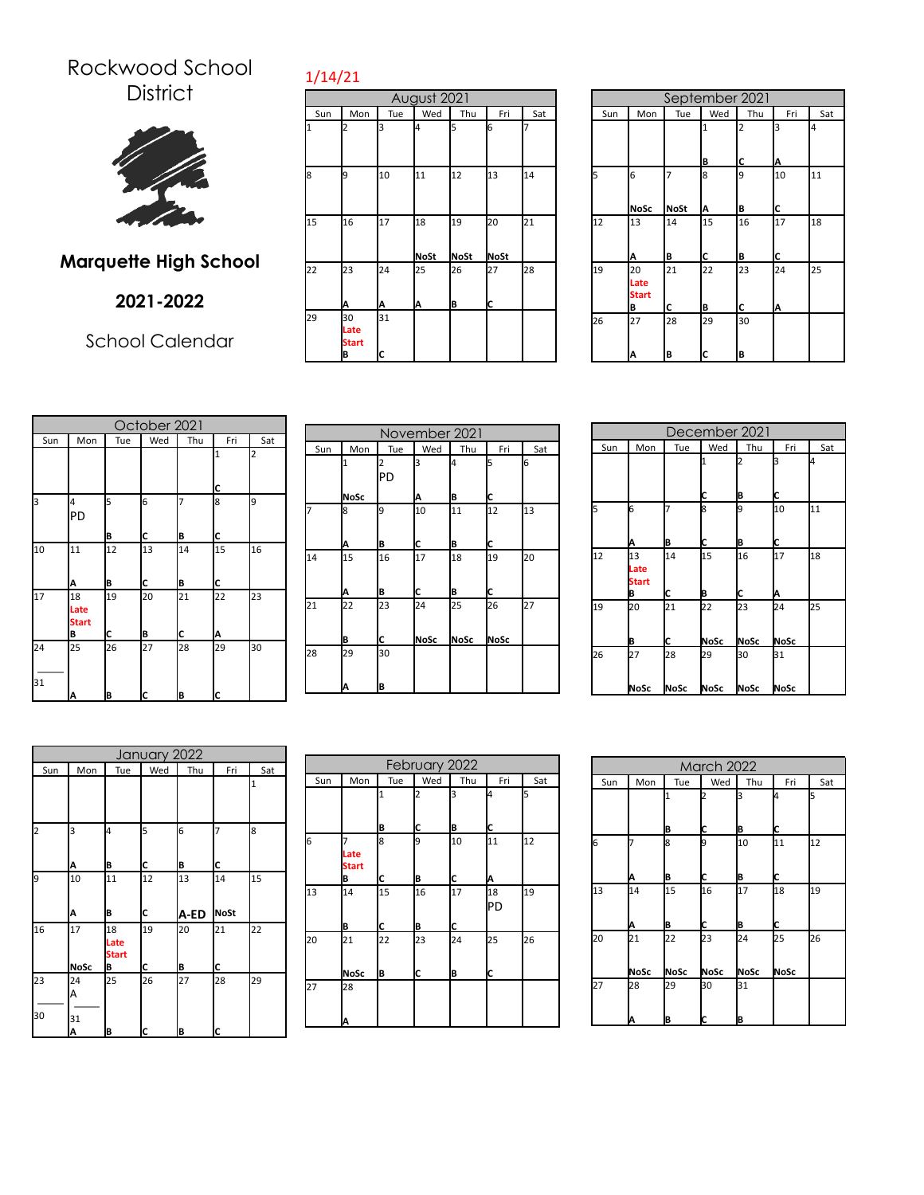Rockwood School District

# Marquette High School

## 2021-2022

School Calendar

1/14/21

**August 2021**

| Sun | Mon | Tue | Wed | Thu | Fri | Sat |
|---|---|---|---|---|---|---|
| 1 | 2 | 3 | 4 | 5 | 6 | 7 |
| 8 | 9 | 10 | 11 | 12 | 13 | 14 |
| 15 | 16 | 17 | 18 NoSt | 19 NoSt | 20 NoSt | 21 |
| 22 | 23 A | 24 A | 25 A | 26 B | 27 C | 28 |
| 29 | 30 Late Start B | 31 C | | | | |

**September 2021**

| Sun | Mon | Tue | Wed | Thu | Fri | Sat |
|---|---|---|---|---|---|---|
| | | | 1 B | 2 C | 3 A | 4 |
| 5 | 6 NoSc | 7 NoSt | 8 A | 9 B | 10 C | 11 |
| 12 | 13 A | 14 B | 15 C | 16 B | 17 C | 18 |
| 19 | 20 Late Start B | 21 C | 22 B | 23 C | 24 A | 25 |
| 26 | 27 A | 28 B | 29 C | 30 B | | |

**October 2021**

| Sun | Mon | Tue | Wed | Thu | Fri | Sat |
|---|---|---|---|---|---|---|
| | | | | | 1 C | 2 |
| 3 | 4 PD | 5 B | 6 C | 7 B | 8 C | 9 |
| 10 | 11 A | 12 B | 13 C | 14 B | 15 C | 16 |
| 17 | 18 Late Start B | 19 C | 20 B | 21 C | 22 A | 23 |
| 24 / 31 | 25 A | 26 B | 27 C | 28 B | 29 C | 30 |

**November 2021**

| Sun | Mon | Tue | Wed | Thu | Fri | Sat |
|---|---|---|---|---|---|---|
| | 1 NoSc | 2 PD | 3 A | 4 B | 5 C | 6 |
| 7 | 8 A | 9 B | 10 C | 11 B | 12 C | 13 |
| 14 | 15 A | 16 B | 17 C | 18 B | 19 C | 20 |
| 21 | 22 B | 23 C | 24 NoSc | 25 NoSc | 26 NoSc | 27 |
| 28 | 29 A | 30 B | | | | |

**December 2021**

| Sun | Mon | Tue | Wed | Thu | Fri | Sat |
|---|---|---|---|---|---|---|
| | | | 1 C | 2 B | 3 C | 4 |
| 5 | 6 A | 7 B | 8 C | 9 B | 10 C | 11 |
| 12 | 13 Late Start B | 14 C | 15 B | 16 C | 17 A | 18 |
| 19 | 20 B | 21 C | 22 NoSc | 23 NoSc | 24 NoSc | 25 |
| 26 | 27 NoSc | 28 NoSc | 29 NoSc | 30 NoSc | 31 NoSc | |

**January 2022**

| Sun | Mon | Tue | Wed | Thu | Fri | Sat |
|---|---|---|---|---|---|---|
| | | | | | | 1 |
| 2 | 3 A | 4 B | 5 C | 6 B | 7 C | 8 |
| 9 | 10 A | 11 B | 12 C | 13 A-ED | 14 NoSt | 15 |
| 16 | 17 NoSc | 18 Late Start B | 19 C | 20 B | 21 C | 22 |
| 23 / 30 | 24 A / 31 A | 25 B | 26 C | 27 B | 28 C | 29 |

**February 2022**

| Sun | Mon | Tue | Wed | Thu | Fri | Sat |
|---|---|---|---|---|---|---|
| | | 1 B | 2 C | 3 B | 4 C | 5 |
| 6 | 7 Late Start B | 8 C | 9 B | 10 C | 11 A | 12 |
| 13 | 14 B | 15 C | 16 B | 17 C | 18 PD | 19 |
| 20 | 21 NoSc | 22 B | 23 C | 24 B | 25 C | 26 |
| 27 | 28 A | | | | | |

**March 2022**

| Sun | Mon | Tue | Wed | Thu | Fri | Sat |
|---|---|---|---|---|---|---|
| | | 1 B | 2 C | 3 B | 4 C | 5 |
| 6 | 7 A | 8 B | 9 C | 10 B | 11 C | 12 |
| 13 | 14 A | 15 B | 16 C | 17 B | 18 C | 19 |
| 20 | 21 NoSc | 22 NoSc | 23 NoSc | 24 NoSc | 25 NoSc | 26 |
| 27 | 28 A | 29 B | 30 C | 31 B | | |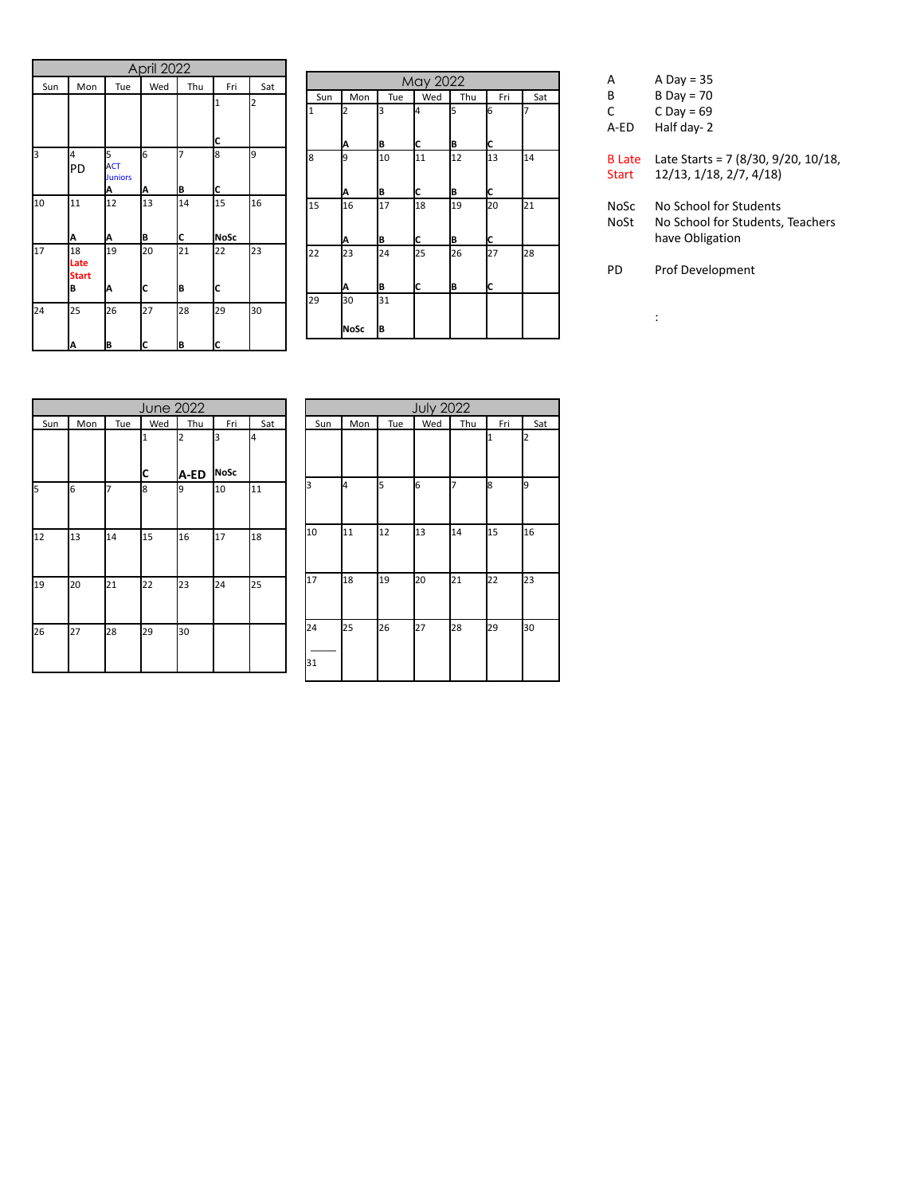## April 2022

| Sun | Mon | Tue | Wed | Thu | Fri | Sat |
|---|---|---|---|---|---|---|
| | | | | | 1 C | 2 |
| 3 | 4 PD | 5 ACT Juniors A | 6 A | 7 B | 8 C | 9 |
| 10 | 11 A | 12 A | 13 B | 14 C | 15 NoSc | 16 |
| 17 | 18 Late Start B | 19 A | 20 C | 21 B | 22 C | 23 |
| 24 | 25 A | 26 B | 27 C | 28 B | 29 C | 30 |

## May 2022

| Sun | Mon | Tue | Wed | Thu | Fri | Sat |
|---|---|---|---|---|---|---|
| 1 | 2 A | 3 B | 4 C | 5 B | 6 C | 7 |
| 8 | 9 A | 10 B | 11 C | 12 B | 13 C | 14 |
| 15 | 16 A | 17 B | 18 C | 19 B | 20 C | 21 |
| 22 | 23 A | 24 B | 25 C | 26 B | 27 C | 28 |
| 29 | 30 NoSc | 31 B | | | | |

| | |
|---|---|
| A | A Day = 35 |
| B | B Day = 70 |
| C | C Day = 69 |
| A-ED | Half day- 2 |
| B Late Start | Late Starts = 7 (8/30, 9/20, 10/18, 12/13, 1/18, 2/7, 4/18) |
| NoSc | No School for Students |
| NoSt | No School for Students, Teachers have Obligation |
| PD | Prof Development |

:

## June 2022

| Sun | Mon | Tue | Wed | Thu | Fri | Sat |
|---|---|---|---|---|---|---|
| | | | 1 C | 2 A-ED | 3 NoSc | 4 |
| 5 | 6 | 7 | 8 | 9 | 10 | 11 |
| 12 | 13 | 14 | 15 | 16 | 17 | 18 |
| 19 | 20 | 21 | 22 | 23 | 24 | 25 |
| 26 | 27 | 28 | 29 | 30 | | |

## July 2022

| Sun | Mon | Tue | Wed | Thu | Fri | Sat |
|---|---|---|---|---|---|---|
| | | | | | 1 | 2 |
| 3 | 4 | 5 | 6 | 7 | 8 | 9 |
| 10 | 11 | 12 | 13 | 14 | 15 | 16 |
| 17 | 18 | 19 | 20 | 21 | 22 | 23 |
| 24 / 31 | 25 | 26 | 27 | 28 | 29 | 30 |